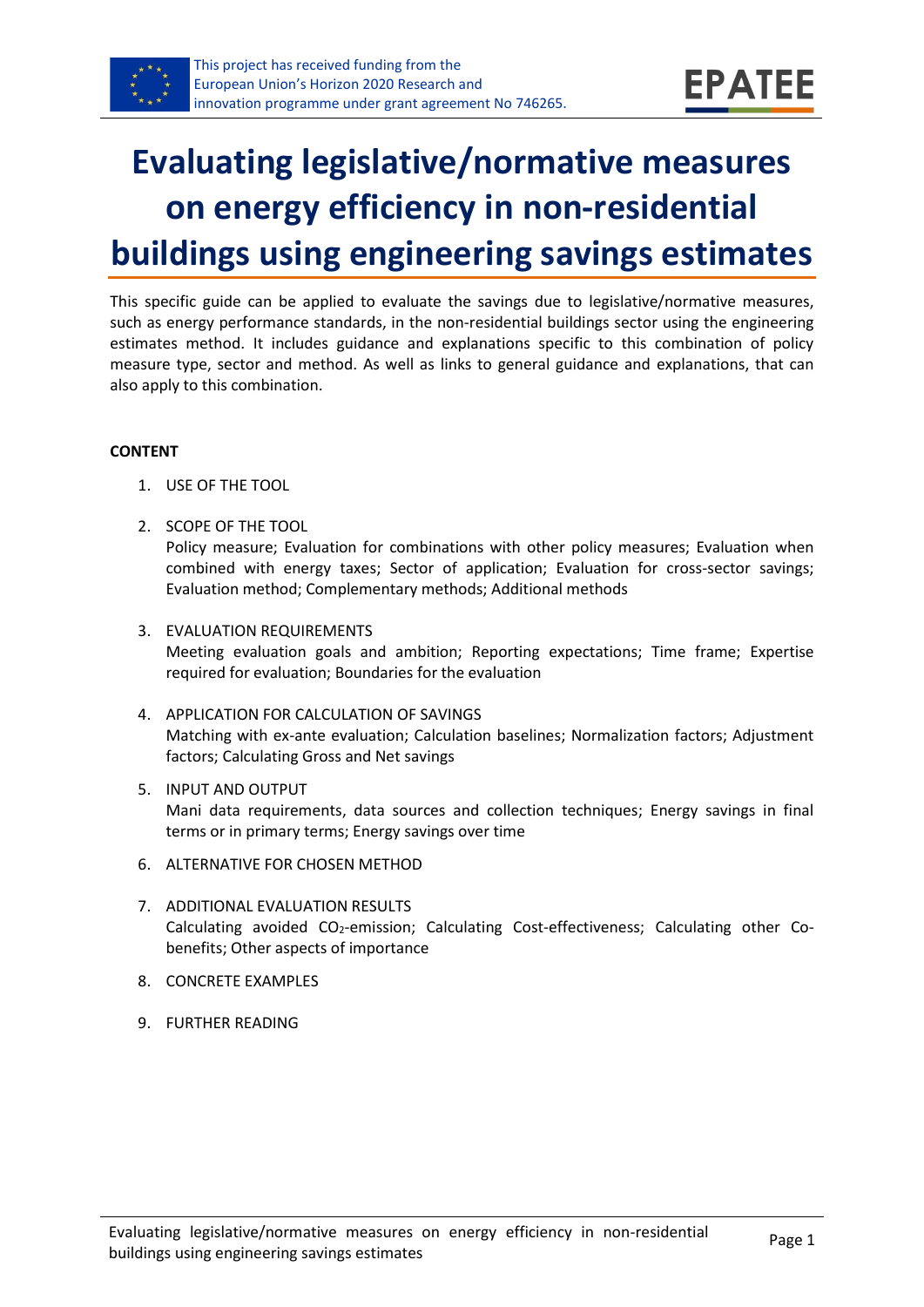This project has received funding from the European Union's Horizon 2020 Research and innovation programme under grant agreement No 746265.

# Evaluating legislative/normative measures on energy efficiency in non-residential buildings using engineering savings estimates

This specific guide can be applied to evaluate the savings due to legislative/normative measures, such as energy performance standards, in the non-residential buildings sector using the engineering estimates method. It includes guidance and explanations specific to this combination of policy measure type, sector and method. As well as links to general guidance and explanations, that can also apply to this combination.

**CONTENT**

1. USE OF THE TOOL
2. SCOPE OF THE TOOL
   Policy measure; Evaluation for combinations with other policy measures; Evaluation when combined with energy taxes; Sector of application; Evaluation for cross-sector savings; Evaluation method; Complementary methods; Additional methods
3. EVALUATION REQUIREMENTS
   Meeting evaluation goals and ambition; Reporting expectations; Time frame; Expertise required for evaluation; Boundaries for the evaluation
4. APPLICATION FOR CALCULATION OF SAVINGS
   Matching with ex-ante evaluation; Calculation baselines; Normalization factors; Adjustment factors; Calculating Gross and Net savings
5. INPUT AND OUTPUT
   Mani data requirements, data sources and collection techniques; Energy savings in final terms or in primary terms; Energy savings over time
6. ALTERNATIVE FOR CHOSEN METHOD
7. ADDITIONAL EVALUATION RESULTS
   Calculating avoided $CO_2$-emission; Calculating Cost-effectiveness; Calculating other Co-benefits; Other aspects of importance
8. CONCRETE EXAMPLES
9. FURTHER READING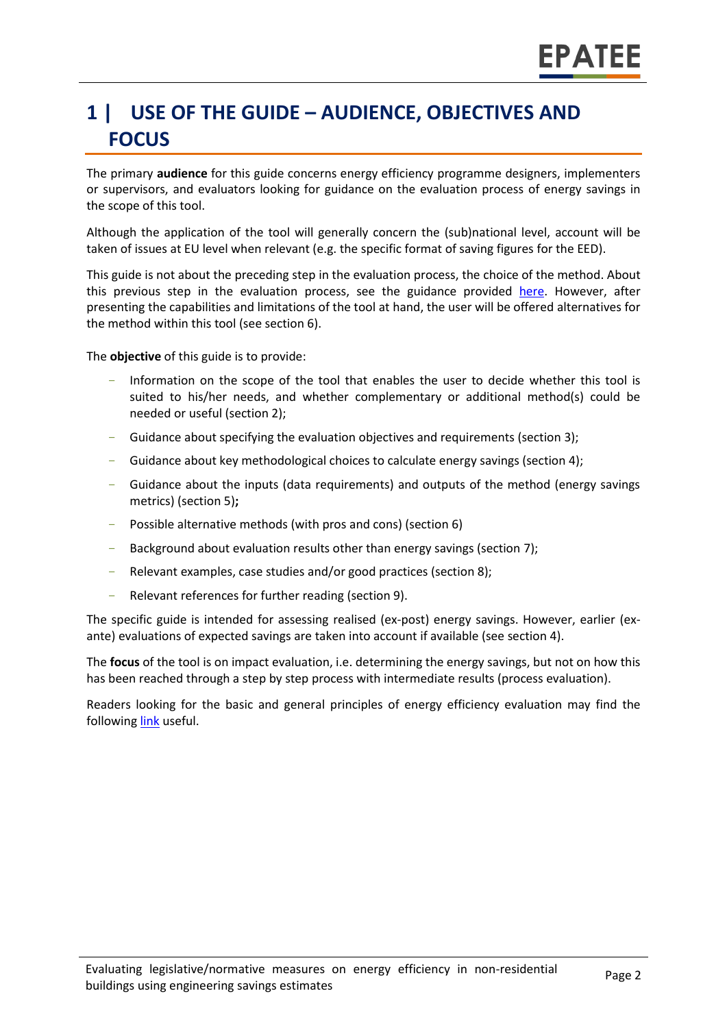# 1 | USE OF THE GUIDE – AUDIENCE, OBJECTIVES AND FOCUS

The primary **audience** for this guide concerns energy efficiency programme designers, implementers or supervisors, and evaluators looking for guidance on the evaluation process of energy savings in the scope of this tool.

Although the application of the tool will generally concern the (sub)national level, account will be taken of issues at EU level when relevant (e.g. the specific format of saving figures for the EED).

This guide is not about the preceding step in the evaluation process, the choice of the method. About this previous step in the evaluation process, see the guidance provided here. However, after presenting the capabilities and limitations of the tool at hand, the user will be offered alternatives for the method within this tool (see section 6).

The **objective** of this guide is to provide:

- Information on the scope of the tool that enables the user to decide whether this tool is suited to his/her needs, and whether complementary or additional method(s) could be needed or useful (section 2);
- Guidance about specifying the evaluation objectives and requirements (section 3);
- Guidance about key methodological choices to calculate energy savings (section 4);
- Guidance about the inputs (data requirements) and outputs of the method (energy savings metrics) (section 5)**;**
- Possible alternative methods (with pros and cons) (section 6)
- Background about evaluation results other than energy savings (section 7);
- Relevant examples, case studies and/or good practices (section 8);
- Relevant references for further reading (section 9).

The specific guide is intended for assessing realised (ex-post) energy savings. However, earlier (ex-ante) evaluations of expected savings are taken into account if available (see section 4).

The **focus** of the tool is on impact evaluation, i.e. determining the energy savings, but not on how this has been reached through a step by step process with intermediate results (process evaluation).

Readers looking for the basic and general principles of energy efficiency evaluation may find the following link useful.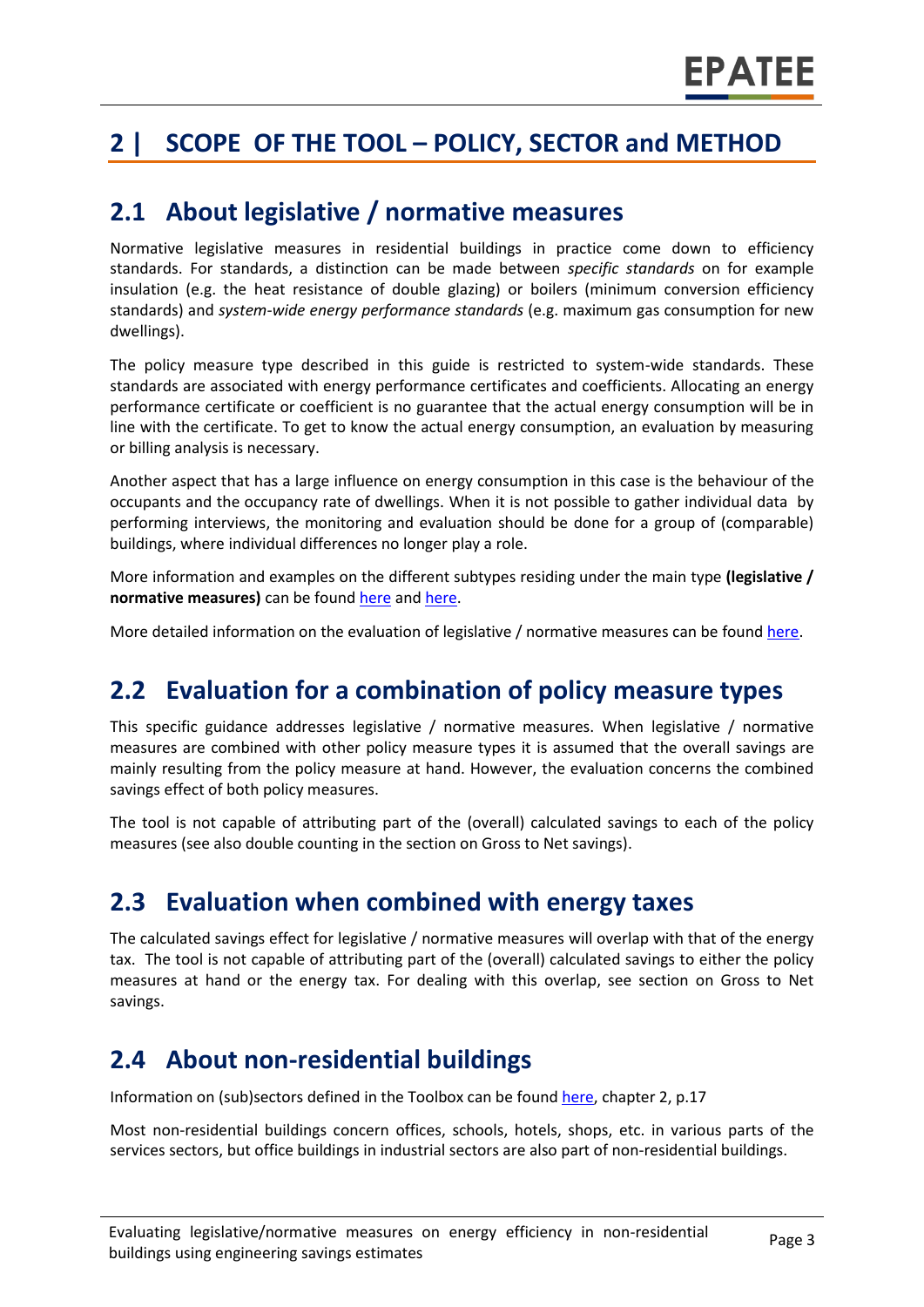# 2 | SCOPE OF THE TOOL – POLICY, SECTOR and METHOD

## 2.1 About legislative / normative measures

Normative legislative measures in residential buildings in practice come down to efficiency standards. For standards, a distinction can be made between *specific standards* on for example insulation (e.g. the heat resistance of double glazing) or boilers (minimum conversion efficiency standards) and *system-wide energy performance standards* (e.g. maximum gas consumption for new dwellings).

The policy measure type described in this guide is restricted to system-wide standards. These standards are associated with energy performance certificates and coefficients. Allocating an energy performance certificate or coefficient is no guarantee that the actual energy consumption will be in line with the certificate. To get to know the actual energy consumption, an evaluation by measuring or billing analysis is necessary.

Another aspect that has a large influence on energy consumption in this case is the behaviour of the occupants and the occupancy rate of dwellings. When it is not possible to gather individual data by performing interviews, the monitoring and evaluation should be done for a group of (comparable) buildings, where individual differences no longer play a role.

More information and examples on the different subtypes residing under the main type **(legislative / normative measures)** can be found here and here.

More detailed information on the evaluation of legislative / normative measures can be found here.

## 2.2 Evaluation for a combination of policy measure types

This specific guidance addresses legislative / normative measures. When legislative / normative measures are combined with other policy measure types it is assumed that the overall savings are mainly resulting from the policy measure at hand. However, the evaluation concerns the combined savings effect of both policy measures.

The tool is not capable of attributing part of the (overall) calculated savings to each of the policy measures (see also double counting in the section on Gross to Net savings).

## 2.3 Evaluation when combined with energy taxes

The calculated savings effect for legislative / normative measures will overlap with that of the energy tax. The tool is not capable of attributing part of the (overall) calculated savings to either the policy measures at hand or the energy tax. For dealing with this overlap, see section on Gross to Net savings.

## 2.4 About non-residential buildings

Information on (sub)sectors defined in the Toolbox can be found here, chapter 2, p.17

Most non-residential buildings concern offices, schools, hotels, shops, etc. in various parts of the services sectors, but office buildings in industrial sectors are also part of non-residential buildings.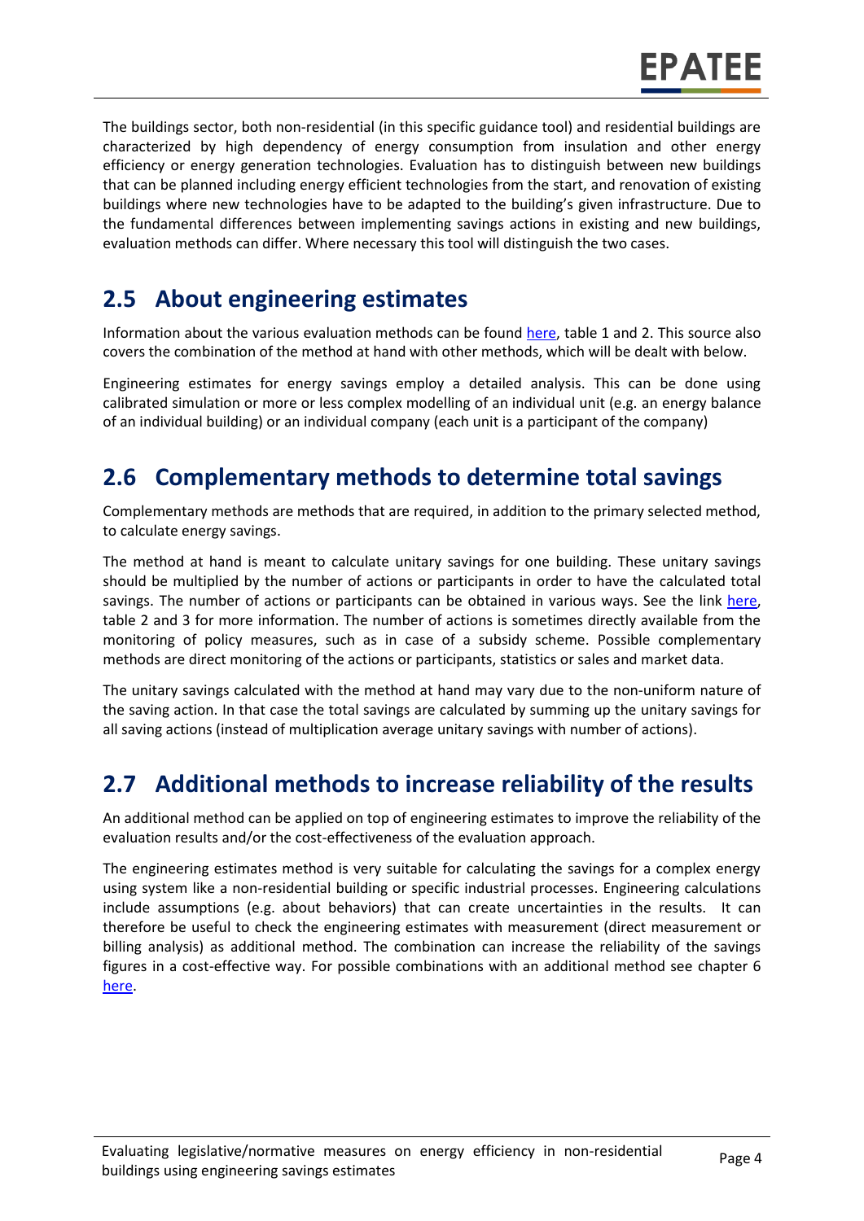The buildings sector, both non-residential (in this specific guidance tool) and residential buildings are characterized by high dependency of energy consumption from insulation and other energy efficiency or energy generation technologies. Evaluation has to distinguish between new buildings that can be planned including energy efficient technologies from the start, and renovation of existing buildings where new technologies have to be adapted to the building's given infrastructure. Due to the fundamental differences between implementing savings actions in existing and new buildings, evaluation methods can differ. Where necessary this tool will distinguish the two cases.

## 2.5 About engineering estimates

Information about the various evaluation methods can be found here, table 1 and 2. This source also covers the combination of the method at hand with other methods, which will be dealt with below.

Engineering estimates for energy savings employ a detailed analysis. This can be done using calibrated simulation or more or less complex modelling of an individual unit (e.g. an energy balance of an individual building) or an individual company (each unit is a participant of the company)

## 2.6 Complementary methods to determine total savings

Complementary methods are methods that are required, in addition to the primary selected method, to calculate energy savings.

The method at hand is meant to calculate unitary savings for one building. These unitary savings should be multiplied by the number of actions or participants in order to have the calculated total savings. The number of actions or participants can be obtained in various ways. See the link here, table 2 and 3 for more information. The number of actions is sometimes directly available from the monitoring of policy measures, such as in case of a subsidy scheme. Possible complementary methods are direct monitoring of the actions or participants, statistics or sales and market data.

The unitary savings calculated with the method at hand may vary due to the non-uniform nature of the saving action. In that case the total savings are calculated by summing up the unitary savings for all saving actions (instead of multiplication average unitary savings with number of actions).

## 2.7 Additional methods to increase reliability of the results

An additional method can be applied on top of engineering estimates to improve the reliability of the evaluation results and/or the cost-effectiveness of the evaluation approach.

The engineering estimates method is very suitable for calculating the savings for a complex energy using system like a non-residential building or specific industrial processes. Engineering calculations include assumptions (e.g. about behaviors) that can create uncertainties in the results. It can therefore be useful to check the engineering estimates with measurement (direct measurement or billing analysis) as additional method. The combination can increase the reliability of the savings figures in a cost-effective way. For possible combinations with an additional method see chapter 6 here.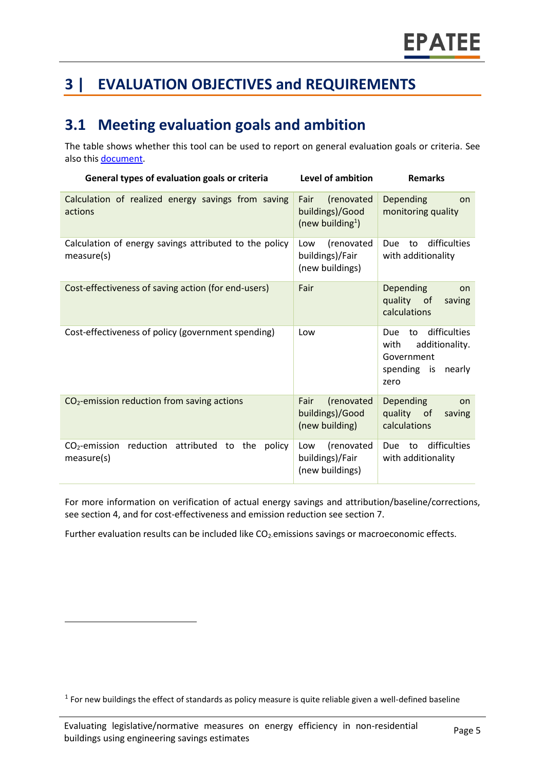# 3 | EVALUATION OBJECTIVES and REQUIREMENTS

## 3.1 Meeting evaluation goals and ambition

The table shows whether this tool can be used to report on general evaluation goals or criteria. See also this document.

| General types of evaluation goals or criteria | Level of ambition | Remarks |
|---|---|---|
| Calculation of realized energy savings from saving actions | Fair (renovated buildings)/Good (new building[1]) | Depending on monitoring quality |
| Calculation of energy savings attributed to the policy measure(s) | Low (renovated buildings)/Fair (new buildings) | Due to difficulties with additionality |
| Cost-effectiveness of saving action (for end-users) | Fair | Depending on quality of saving calculations |
| Cost-effectiveness of policy (government spending) | Low | Due to difficulties with additionality. Government spending is nearly zero |
| $CO_2$-emission reduction from saving actions | Fair (renovated buildings)/Good (new building) | Depending on quality of saving calculations |
| $CO_2$-emission reduction attributed to the policy measure(s) | Low (renovated buildings)/Fair (new buildings) | Due to difficulties with additionality |

For more information on verification of actual energy savings and attribution/baseline/corrections, see section 4, and for cost-effectiveness and emission reduction see section 7.

Further evaluation results can be included like $CO_2$ emissions savings or macroeconomic effects.

[1] For new buildings the effect of standards as policy measure is quite reliable given a well-defined baseline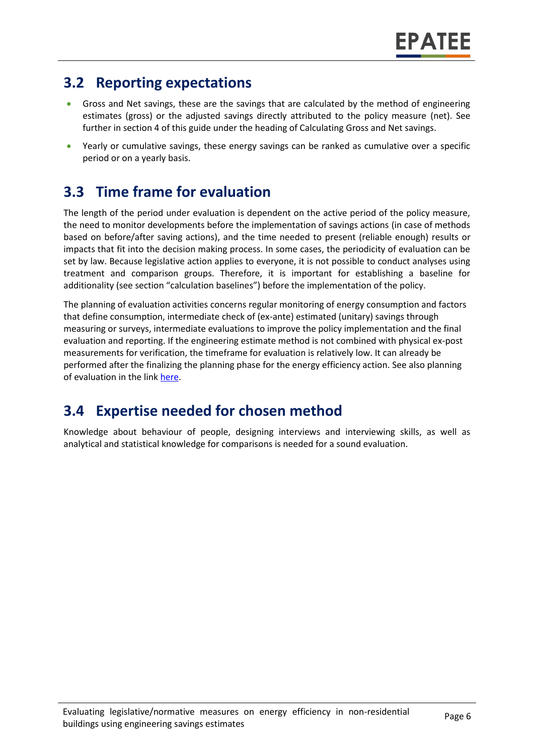## 3.2 Reporting expectations

- Gross and Net savings, these are the savings that are calculated by the method of engineering estimates (gross) or the adjusted savings directly attributed to the policy measure (net). See further in section 4 of this guide under the heading of Calculating Gross and Net savings.
- Yearly or cumulative savings, these energy savings can be ranked as cumulative over a specific period or on a yearly basis.

## 3.3 Time frame for evaluation

The length of the period under evaluation is dependent on the active period of the policy measure, the need to monitor developments before the implementation of savings actions (in case of methods based on before/after saving actions), and the time needed to present (reliable enough) results or impacts that fit into the decision making process. In some cases, the periodicity of evaluation can be set by law. Because legislative action applies to everyone, it is not possible to conduct analyses using treatment and comparison groups. Therefore, it is important for establishing a baseline for additionality (see section "calculation baselines") before the implementation of the policy.

The planning of evaluation activities concerns regular monitoring of energy consumption and factors that define consumption, intermediate check of (ex-ante) estimated (unitary) savings through measuring or surveys, intermediate evaluations to improve the policy implementation and the final evaluation and reporting. If the engineering estimate method is not combined with physical ex-post measurements for verification, the timeframe for evaluation is relatively low. It can already be performed after the finalizing the planning phase for the energy efficiency action. See also planning of evaluation in the link [here](here).

## 3.4 Expertise needed for chosen method

Knowledge about behaviour of people, designing interviews and interviewing skills, as well as analytical and statistical knowledge for comparisons is needed for a sound evaluation.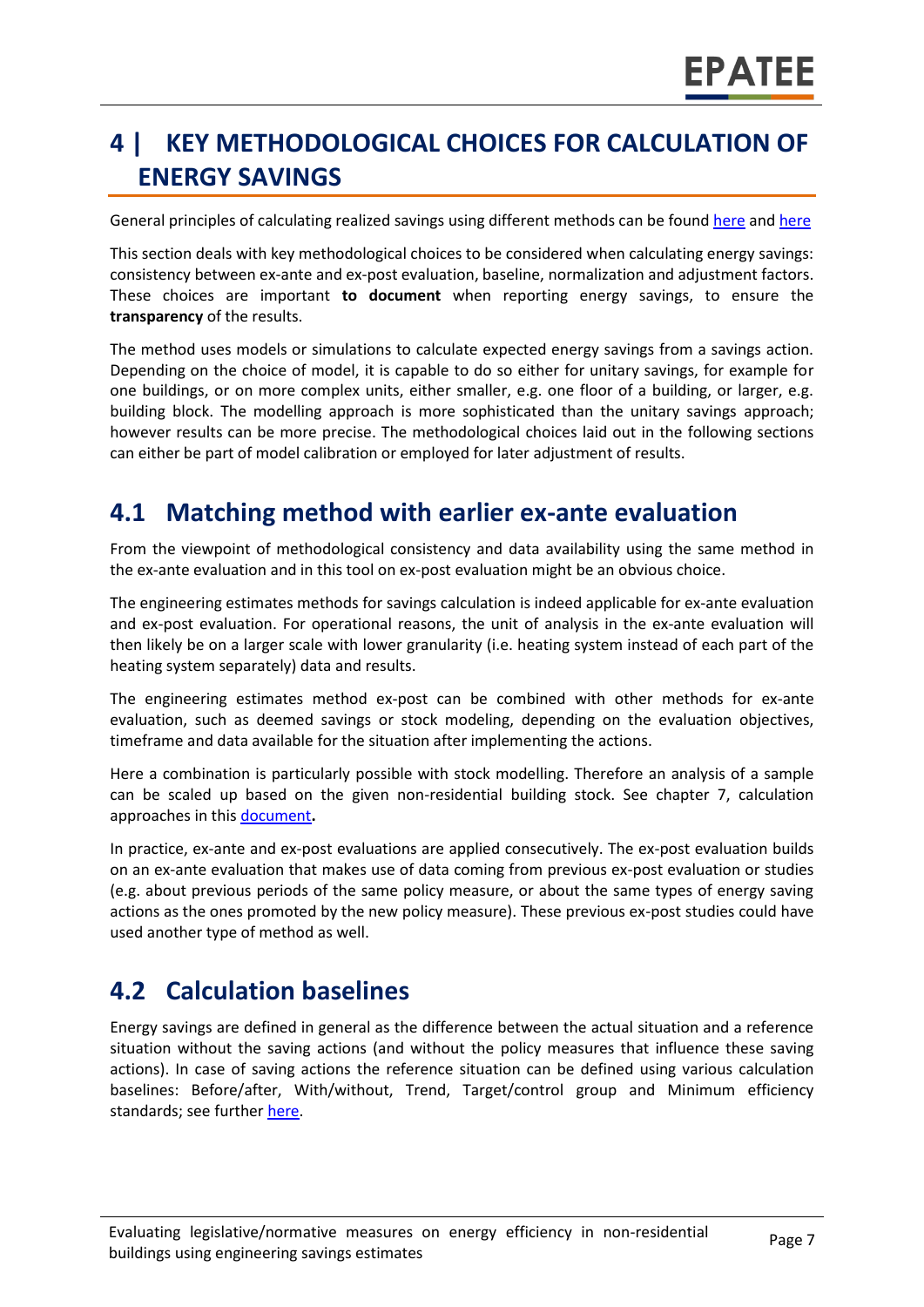# 4 | KEY METHODOLOGICAL CHOICES FOR CALCULATION OF ENERGY SAVINGS

General principles of calculating realized savings using different methods can be found here and here

This section deals with key methodological choices to be considered when calculating energy savings: consistency between ex-ante and ex-post evaluation, baseline, normalization and adjustment factors. These choices are important **to document** when reporting energy savings, to ensure the **transparency** of the results.

The method uses models or simulations to calculate expected energy savings from a savings action. Depending on the choice of model, it is capable to do so either for unitary savings, for example for one buildings, or on more complex units, either smaller, e.g. one floor of a building, or larger, e.g. building block. The modelling approach is more sophisticated than the unitary savings approach; however results can be more precise. The methodological choices laid out in the following sections can either be part of model calibration or employed for later adjustment of results.

## 4.1 Matching method with earlier ex-ante evaluation

From the viewpoint of methodological consistency and data availability using the same method in the ex-ante evaluation and in this tool on ex-post evaluation might be an obvious choice.

The engineering estimates methods for savings calculation is indeed applicable for ex-ante evaluation and ex-post evaluation. For operational reasons, the unit of analysis in the ex-ante evaluation will then likely be on a larger scale with lower granularity (i.e. heating system instead of each part of the heating system separately) data and results.

The engineering estimates method ex-post can be combined with other methods for ex-ante evaluation, such as deemed savings or stock modeling, depending on the evaluation objectives, timeframe and data available for the situation after implementing the actions.

Here a combination is particularly possible with stock modelling. Therefore an analysis of a sample can be scaled up based on the given non-residential building stock. See chapter 7, calculation approaches in this document**.**

In practice, ex-ante and ex-post evaluations are applied consecutively. The ex-post evaluation builds on an ex-ante evaluation that makes use of data coming from previous ex-post evaluation or studies (e.g. about previous periods of the same policy measure, or about the same types of energy saving actions as the ones promoted by the new policy measure). These previous ex-post studies could have used another type of method as well.

## 4.2 Calculation baselines

Energy savings are defined in general as the difference between the actual situation and a reference situation without the saving actions (and without the policy measures that influence these saving actions). In case of saving actions the reference situation can be defined using various calculation baselines: Before/after, With/without, Trend, Target/control group and Minimum efficiency standards; see further here.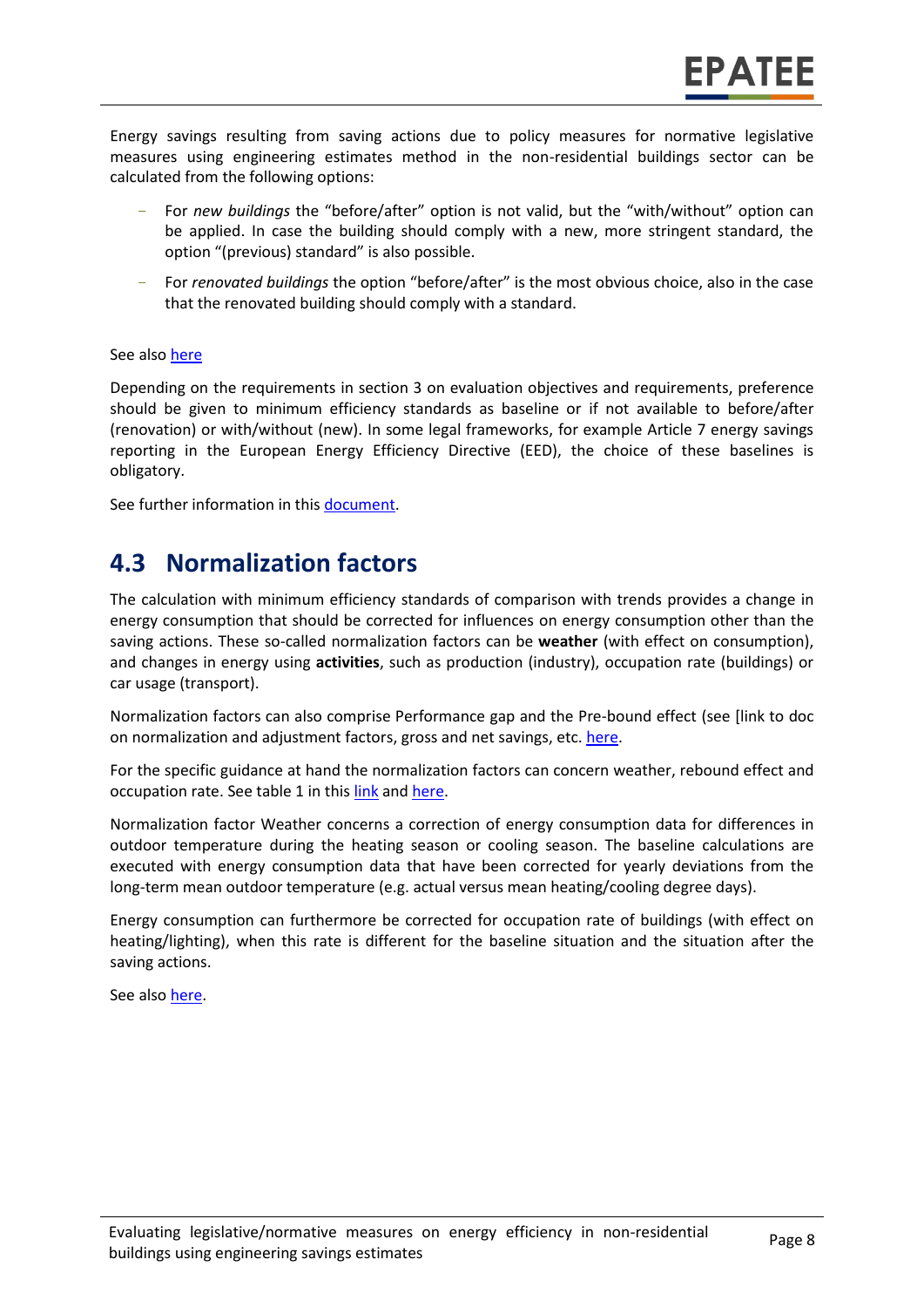Energy savings resulting from saving actions due to policy measures for normative legislative measures using engineering estimates method in the non-residential buildings sector can be calculated from the following options:

- For *new buildings* the "before/after" option is not valid, but the "with/without" option can be applied. In case the building should comply with a new, more stringent standard, the option "(previous) standard" is also possible.
- For *renovated buildings* the option "before/after" is the most obvious choice, also in the case that the renovated building should comply with a standard.

See also here

Depending on the requirements in section 3 on evaluation objectives and requirements, preference should be given to minimum efficiency standards as baseline or if not available to before/after (renovation) or with/without (new). In some legal frameworks, for example Article 7 energy savings reporting in the European Energy Efficiency Directive (EED), the choice of these baselines is obligatory.

See further information in this document.

## 4.3 Normalization factors

The calculation with minimum efficiency standards of comparison with trends provides a change in energy consumption that should be corrected for influences on energy consumption other than the saving actions. These so-called normalization factors can be **weather** (with effect on consumption), and changes in energy using **activities**, such as production (industry), occupation rate (buildings) or car usage (transport).

Normalization factors can also comprise Performance gap and the Pre-bound effect (see [link to doc on normalization and adjustment factors, gross and net savings, etc. here.

For the specific guidance at hand the normalization factors can concern weather, rebound effect and occupation rate. See table 1 in this link and here.

Normalization factor Weather concerns a correction of energy consumption data for differences in outdoor temperature during the heating season or cooling season. The baseline calculations are executed with energy consumption data that have been corrected for yearly deviations from the long-term mean outdoor temperature (e.g. actual versus mean heating/cooling degree days).

Energy consumption can furthermore be corrected for occupation rate of buildings (with effect on heating/lighting), when this rate is different for the baseline situation and the situation after the saving actions.

See also here.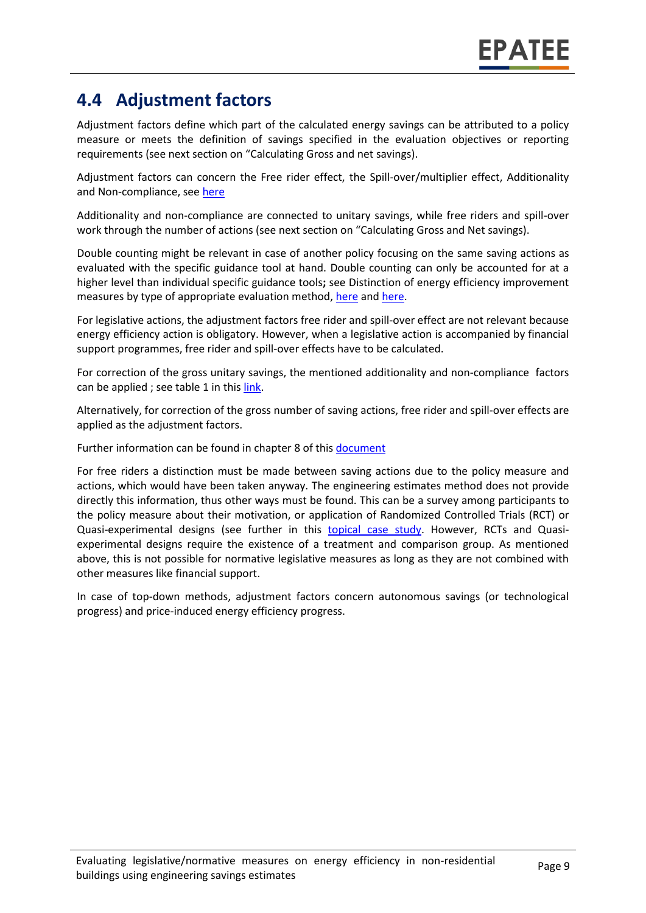## 4.4 Adjustment factors

Adjustment factors define which part of the calculated energy savings can be attributed to a policy measure or meets the definition of savings specified in the evaluation objectives or reporting requirements (see next section on "Calculating Gross and net savings).

Adjustment factors can concern the Free rider effect, the Spill-over/multiplier effect, Additionality and Non-compliance, see here

Additionality and non-compliance are connected to unitary savings, while free riders and spill-over work through the number of actions (see next section on "Calculating Gross and Net savings).

Double counting might be relevant in case of another policy focusing on the same saving actions as evaluated with the specific guidance tool at hand. Double counting can only be accounted for at a higher level than individual specific guidance tools**;** see Distinction of energy efficiency improvement measures by type of appropriate evaluation method, here and here.

For legislative actions, the adjustment factors free rider and spill-over effect are not relevant because energy efficiency action is obligatory. However, when a legislative action is accompanied by financial support programmes, free rider and spill-over effects have to be calculated.

For correction of the gross unitary savings, the mentioned additionality and non-compliance factors can be applied ; see table 1 in this link.

Alternatively, for correction of the gross number of saving actions, free rider and spill-over effects are applied as the adjustment factors.

Further information can be found in chapter 8 of this document

For free riders a distinction must be made between saving actions due to the policy measure and actions, which would have been taken anyway. The engineering estimates method does not provide directly this information, thus other ways must be found. This can be a survey among participants to the policy measure about their motivation, or application of Randomized Controlled Trials (RCT) or Quasi-experimental designs (see further in this topical case study. However, RCTs and Quasi-experimental designs require the existence of a treatment and comparison group. As mentioned above, this is not possible for normative legislative measures as long as they are not combined with other measures like financial support.

In case of top-down methods, adjustment factors concern autonomous savings (or technological progress) and price-induced energy efficiency progress.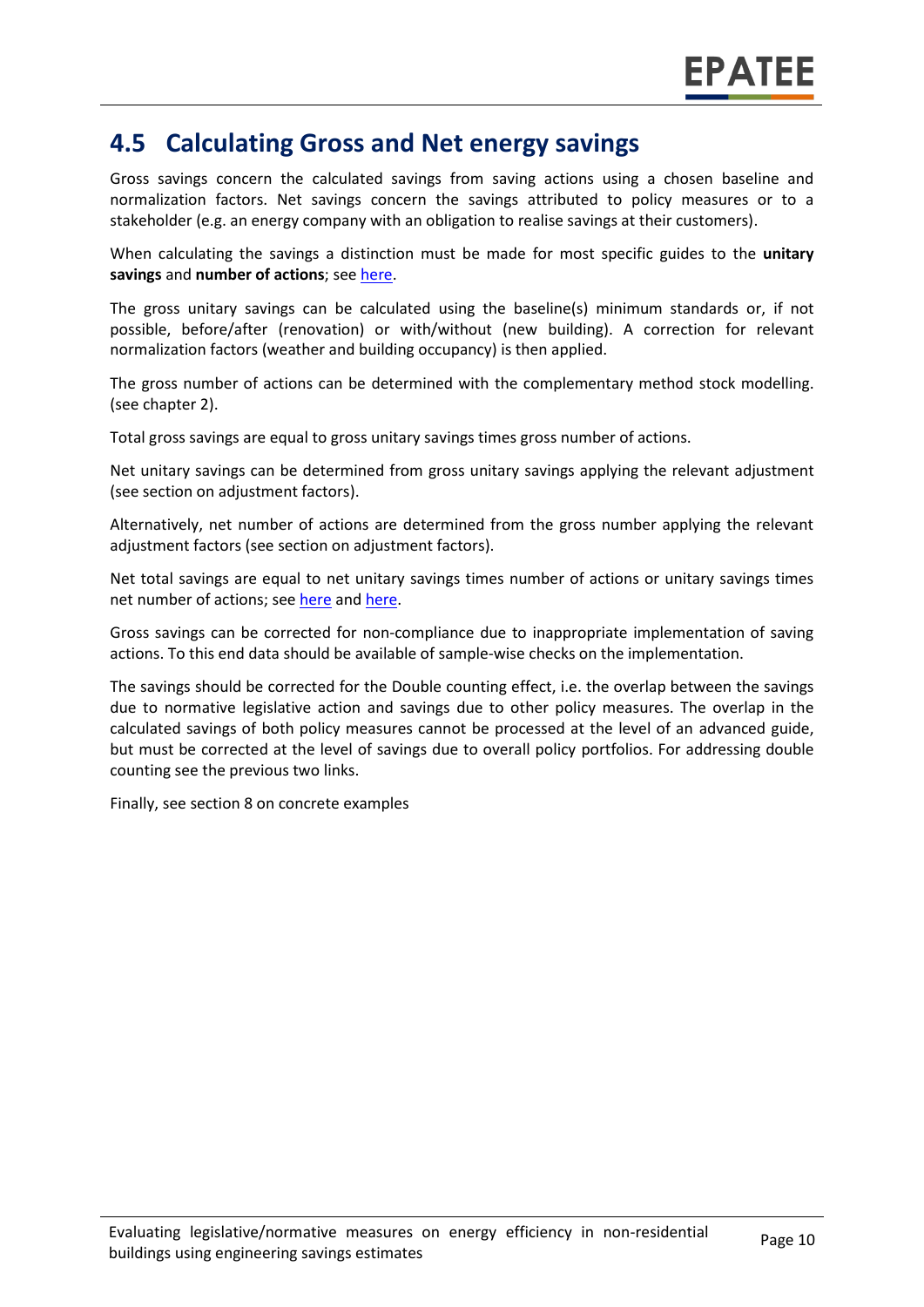## 4.5 Calculating Gross and Net energy savings

Gross savings concern the calculated savings from saving actions using a chosen baseline and normalization factors. Net savings concern the savings attributed to policy measures or to a stakeholder (e.g. an energy company with an obligation to realise savings at their customers).

When calculating the savings a distinction must be made for most specific guides to the **unitary savings** and **number of actions**; see here.

The gross unitary savings can be calculated using the baseline(s) minimum standards or, if not possible, before/after (renovation) or with/without (new building). A correction for relevant normalization factors (weather and building occupancy) is then applied.

The gross number of actions can be determined with the complementary method stock modelling. (see chapter 2).

Total gross savings are equal to gross unitary savings times gross number of actions.

Net unitary savings can be determined from gross unitary savings applying the relevant adjustment (see section on adjustment factors).

Alternatively, net number of actions are determined from the gross number applying the relevant adjustment factors (see section on adjustment factors).

Net total savings are equal to net unitary savings times number of actions or unitary savings times net number of actions; see here and here.

Gross savings can be corrected for non-compliance due to inappropriate implementation of saving actions. To this end data should be available of sample-wise checks on the implementation.

The savings should be corrected for the Double counting effect, i.e. the overlap between the savings due to normative legislative action and savings due to other policy measures. The overlap in the calculated savings of both policy measures cannot be processed at the level of an advanced guide, but must be corrected at the level of savings due to overall policy portfolios. For addressing double counting see the previous two links.

Finally, see section 8 on concrete examples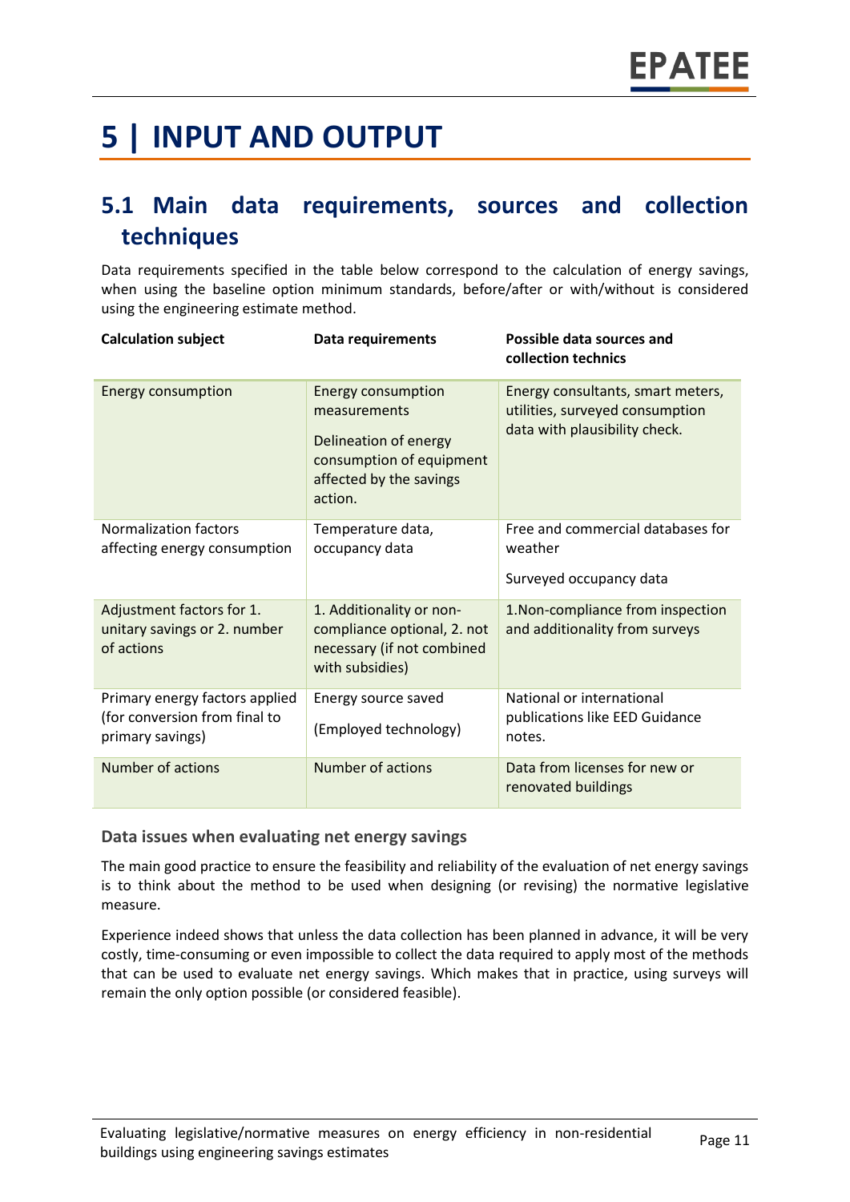# 5 | INPUT AND OUTPUT

## 5.1 Main data requirements, sources and collection techniques

Data requirements specified in the table below correspond to the calculation of energy savings, when using the baseline option minimum standards, before/after or with/without is considered using the engineering estimate method.

| Calculation subject | Data requirements | Possible data sources and collection technics |
|---|---|---|
| Energy consumption | Energy consumption measurements<br><br>Delineation of energy consumption of equipment affected by the savings action. | Energy consultants, smart meters, utilities, surveyed consumption data with plausibility check. |
| Normalization factors affecting energy consumption | Temperature data, occupancy data | Free and commercial databases for weather<br><br>Surveyed occupancy data |
| Adjustment factors for 1. unitary savings or 2. number of actions | 1. Additionality or non-compliance optional, 2. not necessary (if not combined with subsidies) | 1.Non-compliance from inspection and additionality from surveys |
| Primary energy factors applied (for conversion from final to primary savings) | Energy source saved<br><br>(Employed technology) | National or international publications like EED Guidance notes. |
| Number of actions | Number of actions | Data from licenses for new or renovated buildings |

### Data issues when evaluating net energy savings

The main good practice to ensure the feasibility and reliability of the evaluation of net energy savings is to think about the method to be used when designing (or revising) the normative legislative measure.

Experience indeed shows that unless the data collection has been planned in advance, it will be very costly, time-consuming or even impossible to collect the data required to apply most of the methods that can be used to evaluate net energy savings. Which makes that in practice, using surveys will remain the only option possible (or considered feasible).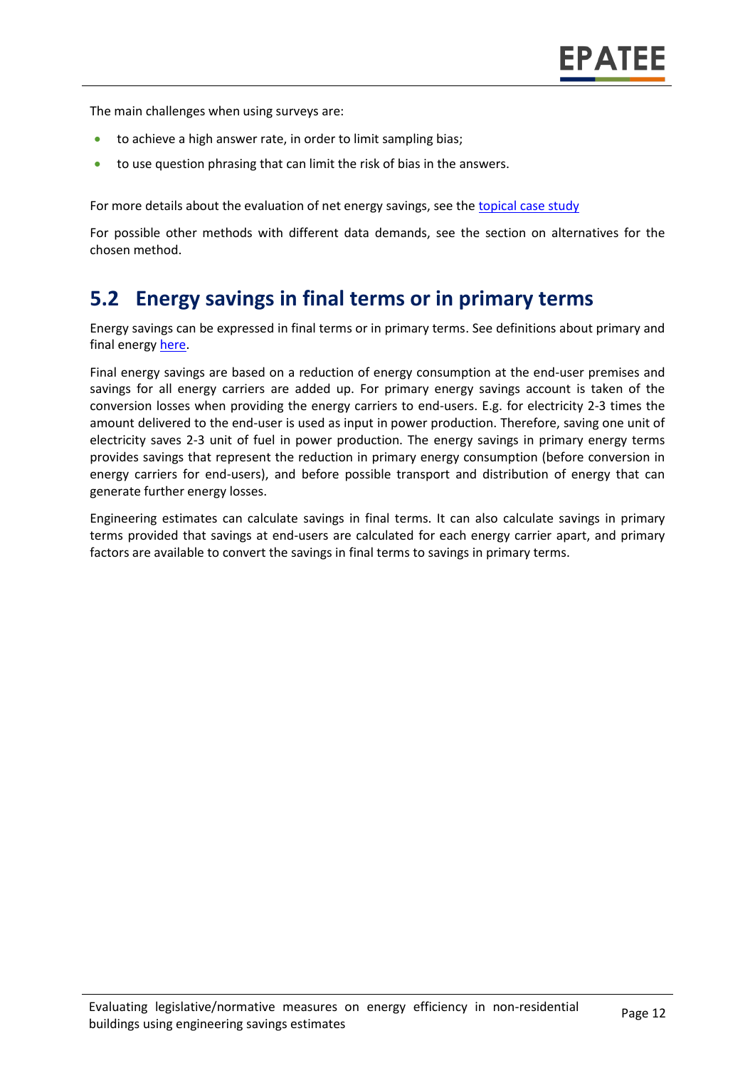The main challenges when using surveys are:

- to achieve a high answer rate, in order to limit sampling bias;
- to use question phrasing that can limit the risk of bias in the answers.

For more details about the evaluation of net energy savings, see the [topical case study]()

For possible other methods with different data demands, see the section on alternatives for the chosen method.

## 5.2 Energy savings in final terms or in primary terms

Energy savings can be expressed in final terms or in primary terms. See definitions about primary and final energy [here]().

Final energy savings are based on a reduction of energy consumption at the end-user premises and savings for all energy carriers are added up. For primary energy savings account is taken of the conversion losses when providing the energy carriers to end-users. E.g. for electricity 2-3 times the amount delivered to the end-user is used as input in power production. Therefore, saving one unit of electricity saves 2-3 unit of fuel in power production. The energy savings in primary energy terms provides savings that represent the reduction in primary energy consumption (before conversion in energy carriers for end-users), and before possible transport and distribution of energy that can generate further energy losses.

Engineering estimates can calculate savings in final terms. It can also calculate savings in primary terms provided that savings at end-users are calculated for each energy carrier apart, and primary factors are available to convert the savings in final terms to savings in primary terms.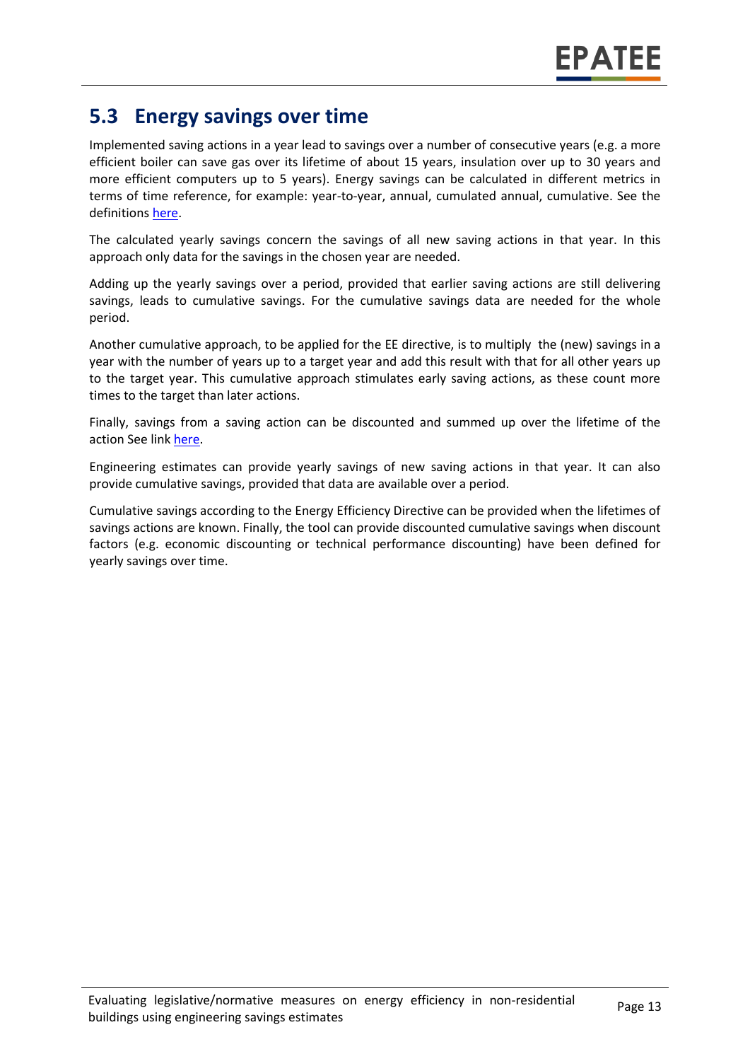## 5.3 Energy savings over time

Implemented saving actions in a year lead to savings over a number of consecutive years (e.g. a more efficient boiler can save gas over its lifetime of about 15 years, insulation over up to 30 years and more efficient computers up to 5 years). Energy savings can be calculated in different metrics in terms of time reference, for example: year-to-year, annual, cumulated annual, cumulative. See the definitions here.

The calculated yearly savings concern the savings of all new saving actions in that year. In this approach only data for the savings in the chosen year are needed.

Adding up the yearly savings over a period, provided that earlier saving actions are still delivering savings, leads to cumulative savings. For the cumulative savings data are needed for the whole period.

Another cumulative approach, to be applied for the EE directive, is to multiply the (new) savings in a year with the number of years up to a target year and add this result with that for all other years up to the target year. This cumulative approach stimulates early saving actions, as these count more times to the target than later actions.

Finally, savings from a saving action can be discounted and summed up over the lifetime of the action See link here.

Engineering estimates can provide yearly savings of new saving actions in that year. It can also provide cumulative savings, provided that data are available over a period.

Cumulative savings according to the Energy Efficiency Directive can be provided when the lifetimes of savings actions are known. Finally, the tool can provide discounted cumulative savings when discount factors (e.g. economic discounting or technical performance discounting) have been defined for yearly savings over time.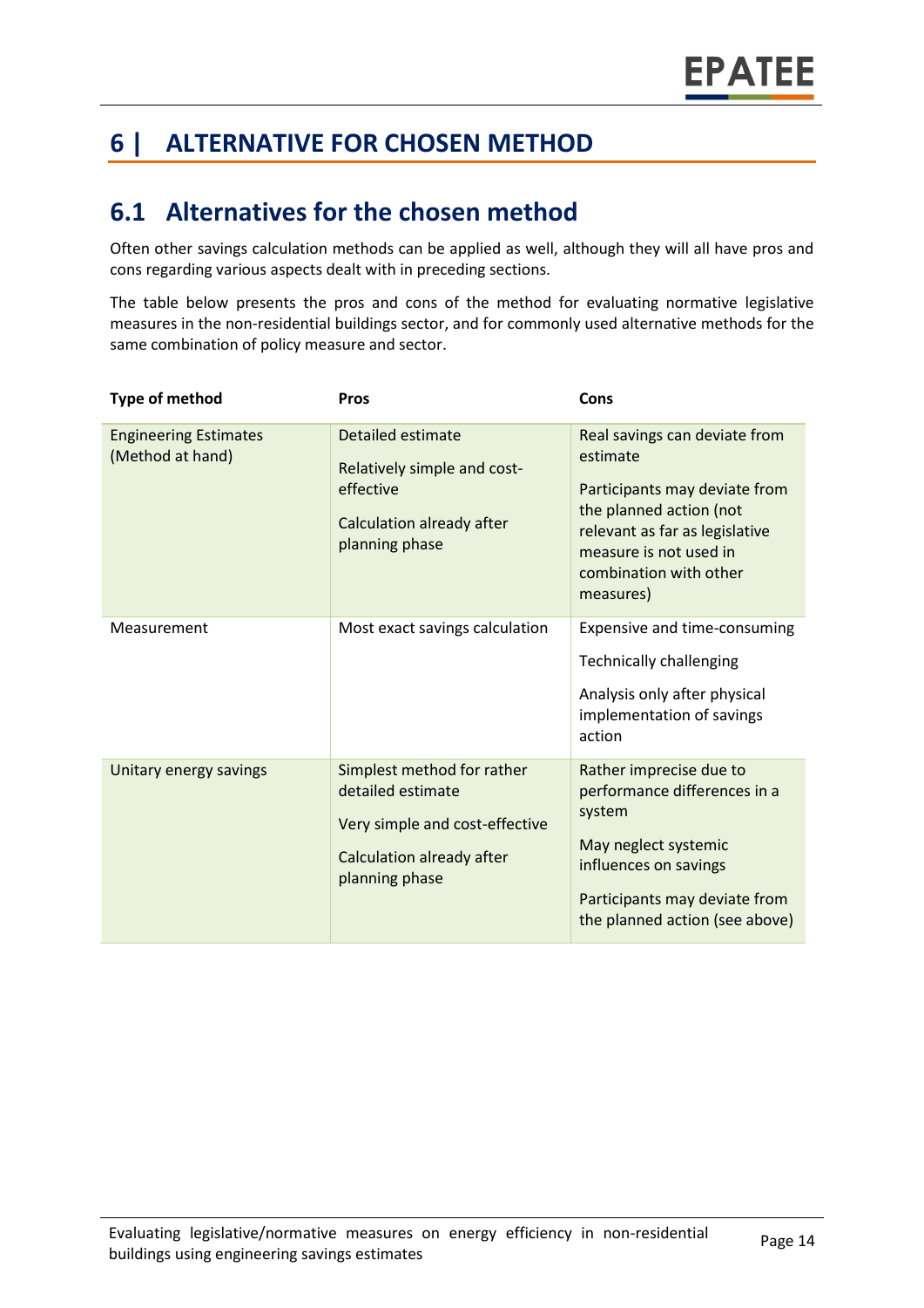# 6 | ALTERNATIVE FOR CHOSEN METHOD

## 6.1 Alternatives for the chosen method

Often other savings calculation methods can be applied as well, although they will all have pros and cons regarding various aspects dealt with in preceding sections.

The table below presents the pros and cons of the method for evaluating normative legislative measures in the non-residential buildings sector, and for commonly used alternative methods for the same combination of policy measure and sector.

| Type of method | Pros | Cons |
|---|---|---|
| Engineering Estimates (Method at hand) | Detailed estimate<br>Relatively simple and cost-effective<br>Calculation already after planning phase | Real savings can deviate from estimate<br>Participants may deviate from the planned action (not relevant as far as legislative measure is not used in combination with other measures) |
| Measurement | Most exact savings calculation | Expensive and time-consuming<br>Technically challenging<br>Analysis only after physical implementation of savings action |
| Unitary energy savings | Simplest method for rather detailed estimate<br>Very simple and cost-effective<br>Calculation already after planning phase | Rather imprecise due to performance differences in a system<br>May neglect systemic influences on savings<br>Participants may deviate from the planned action (see above) |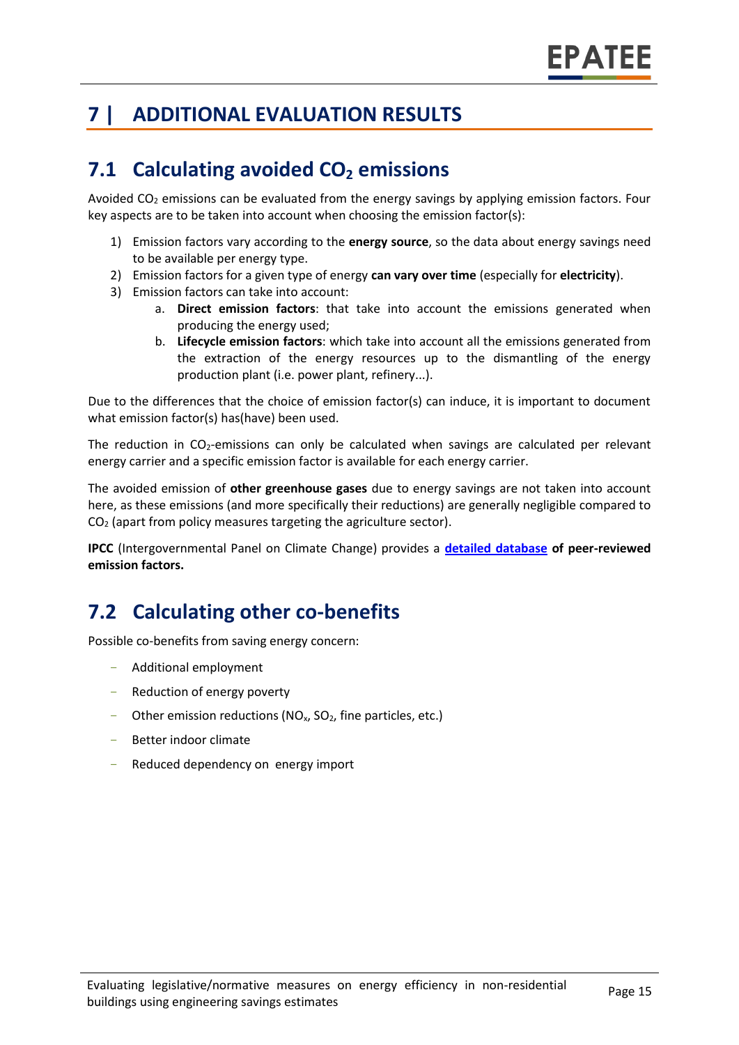# 7 | ADDITIONAL EVALUATION RESULTS

## 7.1 Calculating avoided $CO_2$ emissions

Avoided $CO_2$ emissions can be evaluated from the energy savings by applying emission factors. Four key aspects are to be taken into account when choosing the emission factor(s):

1) Emission factors vary according to the **energy source**, so the data about energy savings need to be available per energy type.
2) Emission factors for a given type of energy **can vary over time** (especially for **electricity**).
3) Emission factors can take into account:
    a. **Direct emission factors**: that take into account the emissions generated when producing the energy used;
    b. **Lifecycle emission factors**: which take into account all the emissions generated from the extraction of the energy resources up to the dismantling of the energy production plant (i.e. power plant, refinery...).

Due to the differences that the choice of emission factor(s) can induce, it is important to document what emission factor(s) has(have) been used.

The reduction in $CO_2$-emissions can only be calculated when savings are calculated per relevant energy carrier and a specific emission factor is available for each energy carrier.

The avoided emission of **other greenhouse gases** due to energy savings are not taken into account here, as these emissions (and more specifically their reductions) are generally negligible compared to $CO_2$ (apart from policy measures targeting the agriculture sector).

**IPCC** (Intergovernmental Panel on Climate Change) provides a **detailed database of peer-reviewed emission factors.**

## 7.2 Calculating other co-benefits

Possible co-benefits from saving energy concern:

- Additional employment
- Reduction of energy poverty
- Other emission reductions ($NO_x$, $SO_2$, fine particles, etc.)
- Better indoor climate
- Reduced dependency on energy import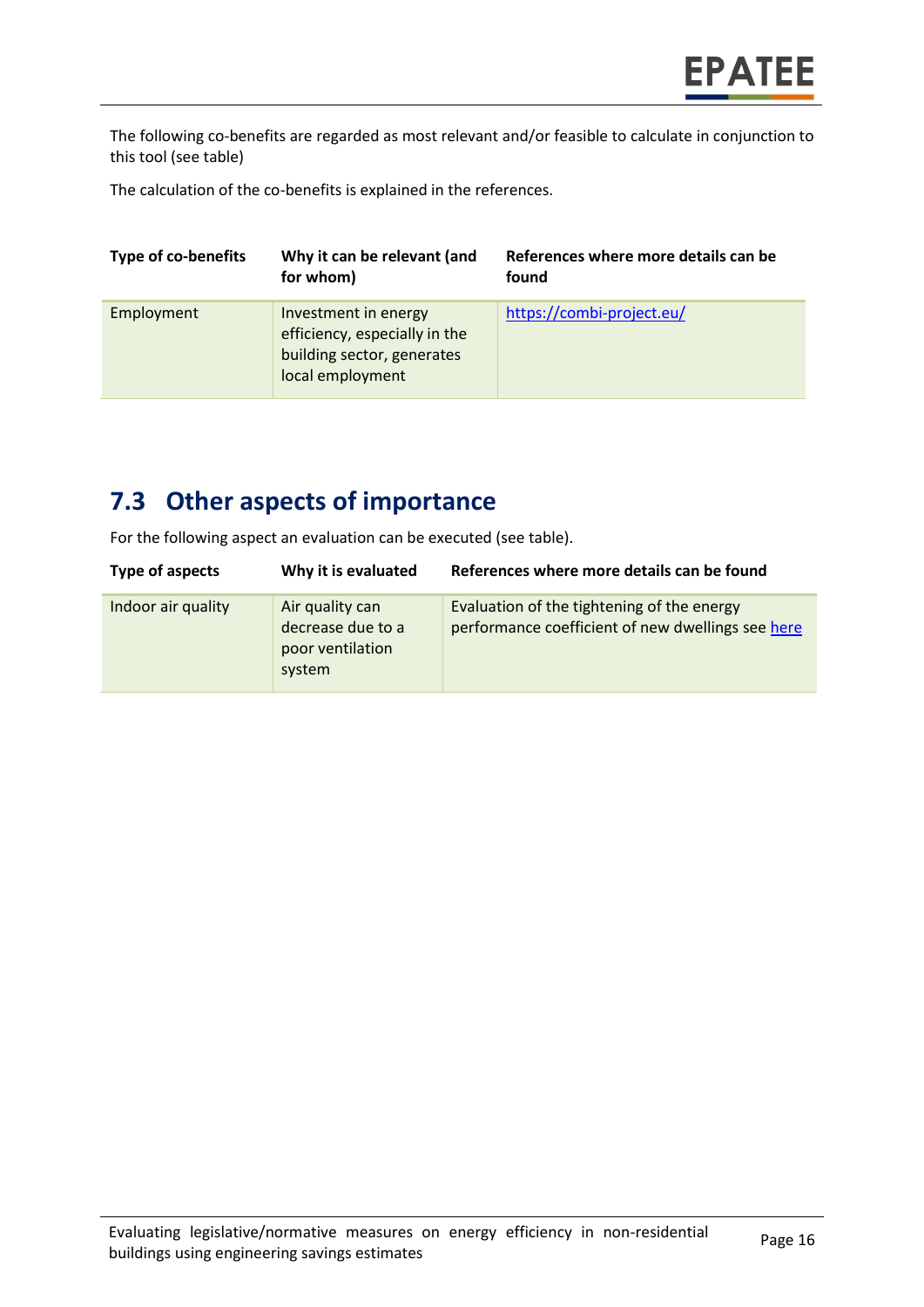The following co-benefits are regarded as most relevant and/or feasible to calculate in conjunction to this tool (see table)

The calculation of the co-benefits is explained in the references.

| Type of co-benefits | Why it can be relevant (and for whom) | References where more details can be found |
|---|---|---|
| Employment | Investment in energy efficiency, especially in the building sector, generates local employment | https://combi-project.eu/ |

## 7.3 Other aspects of importance

For the following aspect an evaluation can be executed (see table).

| Type of aspects | Why it is evaluated | References where more details can be found |
|---|---|---|
| Indoor air quality | Air quality can decrease due to a poor ventilation system | Evaluation of the tightening of the energy performance coefficient of new dwellings see here |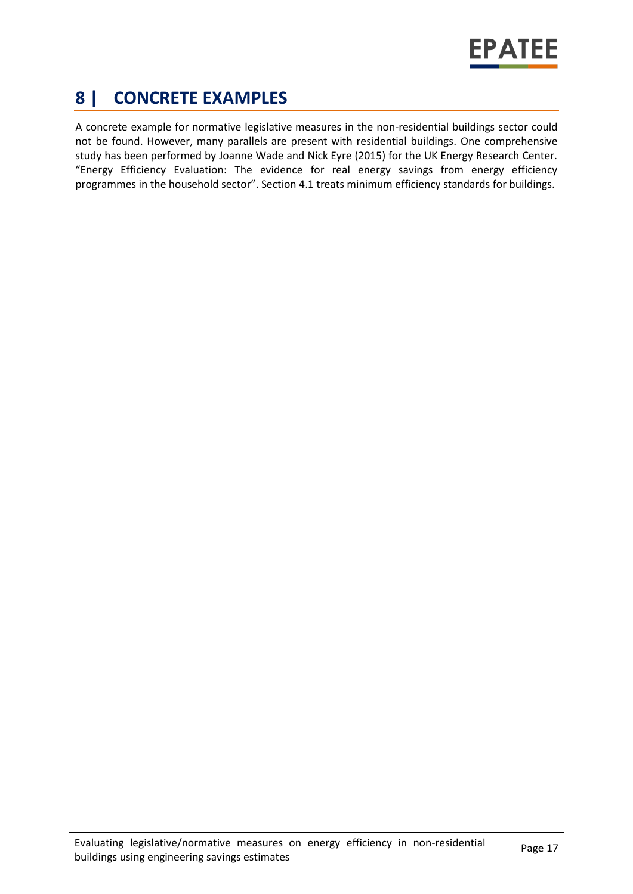# 8 | CONCRETE EXAMPLES

A concrete example for normative legislative measures in the non-residential buildings sector could not be found. However, many parallels are present with residential buildings. One comprehensive study has been performed by Joanne Wade and Nick Eyre (2015) for the UK Energy Research Center. "Energy Efficiency Evaluation: The evidence for real energy savings from energy efficiency programmes in the household sector". Section 4.1 treats minimum efficiency standards for buildings.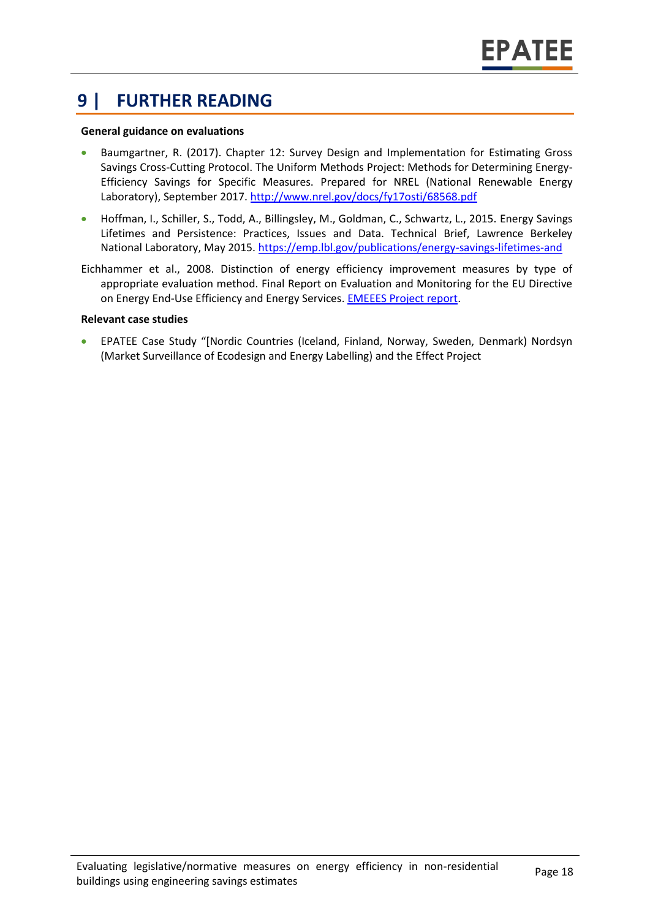# 9 | FURTHER READING

**General guidance on evaluations**

- Baumgartner, R. (2017). Chapter 12: Survey Design and Implementation for Estimating Gross Savings Cross-Cutting Protocol. The Uniform Methods Project: Methods for Determining Energy-Efficiency Savings for Specific Measures. Prepared for NREL (National Renewable Energy Laboratory), September 2017. http://www.nrel.gov/docs/fy17osti/68568.pdf
- Hoffman, I., Schiller, S., Todd, A., Billingsley, M., Goldman, C., Schwartz, L., 2015. Energy Savings Lifetimes and Persistence: Practices, Issues and Data. Technical Brief, Lawrence Berkeley National Laboratory, May 2015. https://emp.lbl.gov/publications/energy-savings-lifetimes-and

Eichhammer et al., 2008. Distinction of energy efficiency improvement measures by type of appropriate evaluation method. Final Report on Evaluation and Monitoring for the EU Directive on Energy End-Use Efficiency and Energy Services. EMEEES Project report.

**Relevant case studies**

- EPATEE Case Study "[Nordic Countries (Iceland, Finland, Norway, Sweden, Denmark) Nordsyn (Market Surveillance of Ecodesign and Energy Labelling) and the Effect Project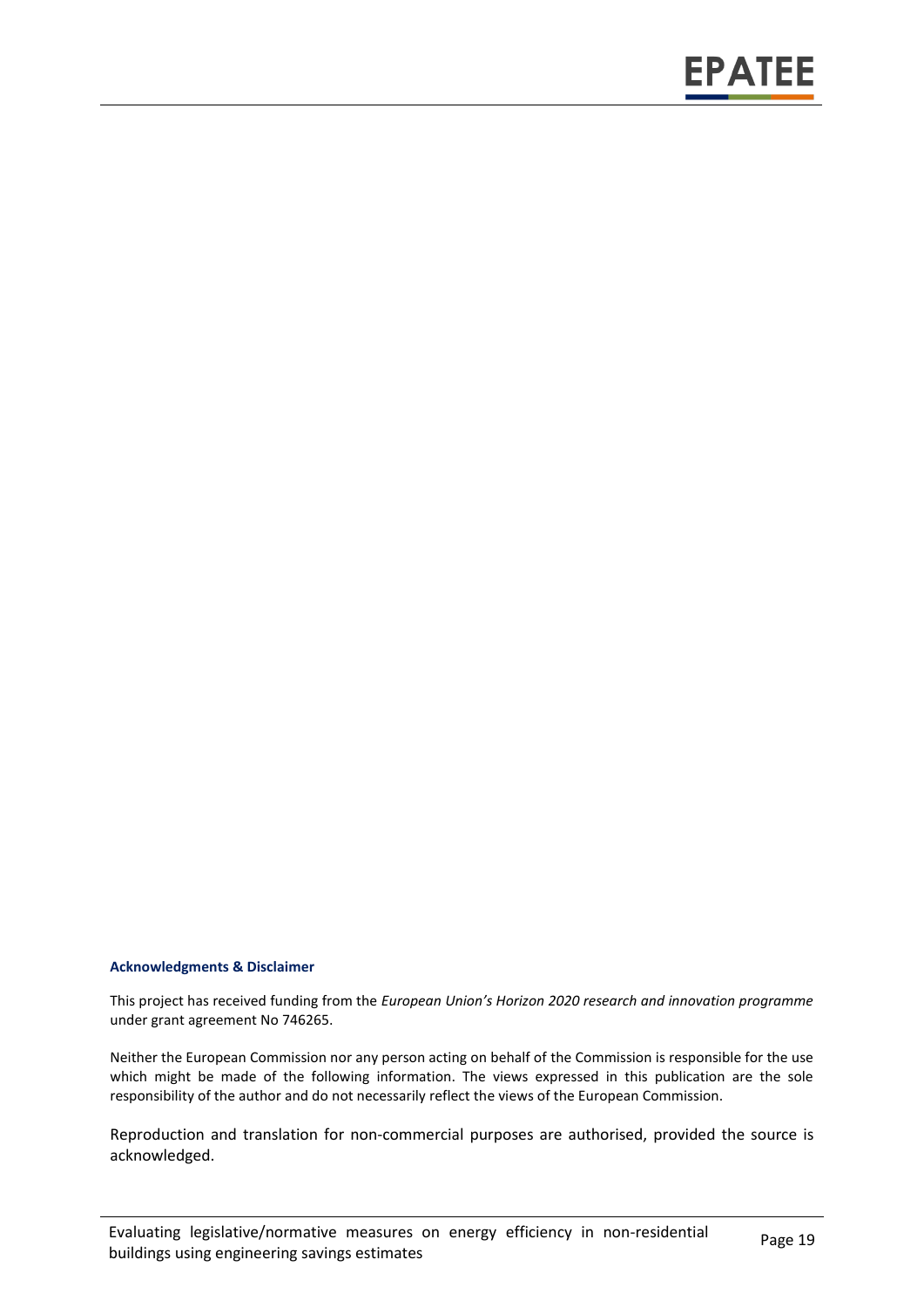**Acknowledgments & Disclaimer**

This project has received funding from the *European Union's Horizon 2020 research and innovation programme* under grant agreement No 746265.

Neither the European Commission nor any person acting on behalf of the Commission is responsible for the use which might be made of the following information. The views expressed in this publication are the sole responsibility of the author and do not necessarily reflect the views of the European Commission.

Reproduction and translation for non-commercial purposes are authorised, provided the source is acknowledged.